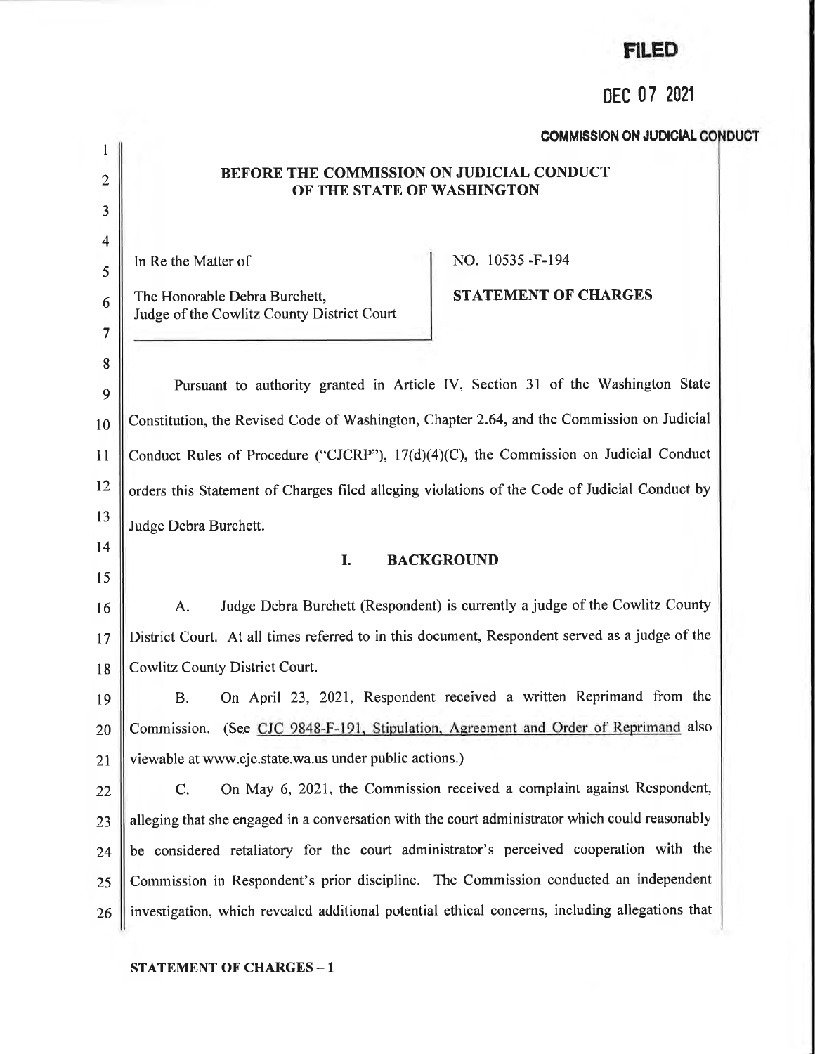**FILED**

DEC 07 2021

**COMMISSION ON JUDICIAL CONDUCT**

**BEFORE THE COMMISSION ON JUDICIAL CONDUCT OF THE STATE OF WASHINGTON**

| In Re the Matter of<br><br>The Honorable Debra Burchett,<br>Judge of the Cowlitz County District Court | NO. 10535 -F-194<br><br>**STATEMENT OF CHARGES** |
|---|---|

Pursuant to authority granted in Article IV, Section 31 of the Washington State Constitution, the Revised Code of Washington, Chapter 2.64, and the Commission on Judicial Conduct Rules of Procedure ("CJCRP"), 17(d)(4)(C), the Commission on Judicial Conduct orders this Statement of Charges filed alleging violations of the Code of Judicial Conduct by Judge Debra Burchett.

## I. BACKGROUND

A. Judge Debra Burchett (Respondent) is currently a judge of the Cowlitz County District Court. At all times referred to in this document, Respondent served as a judge of the Cowlitz County District Court.

B. On April 23, 2021, Respondent received a written Reprimand from the Commission. (See CJC 9848-F-191, Stipulation, Agreement and Order of Reprimand also viewable at www.cjc.state.wa.us under public actions.)

C. On May 6, 2021, the Commission received a complaint against Respondent, alleging that she engaged in a conversation with the court administrator which could reasonably be considered retaliatory for the court administrator's perceived cooperation with the Commission in Respondent's prior discipline. The Commission conducted an independent investigation, which revealed additional potential ethical concerns, including allegations that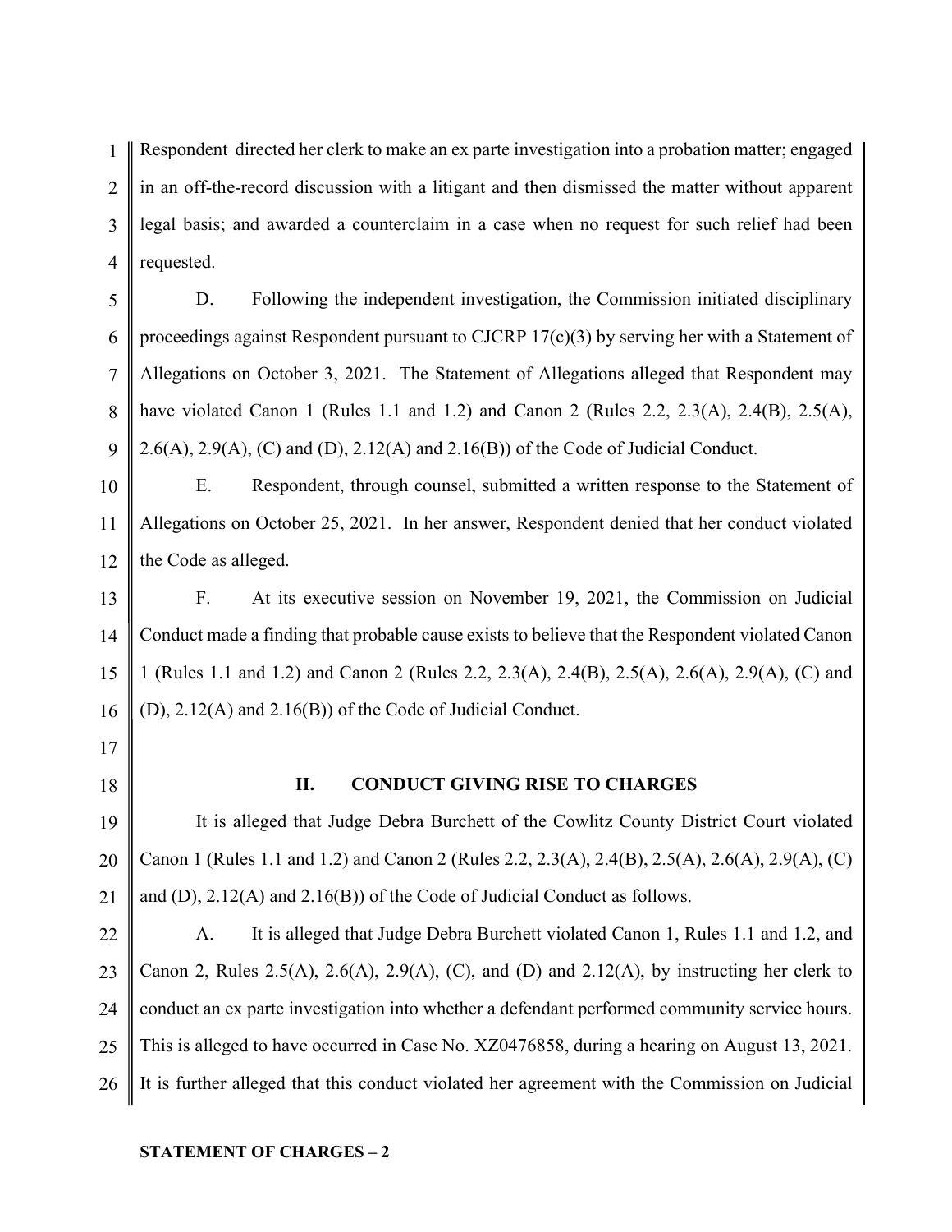Respondent directed her clerk to make an ex parte investigation into a probation matter; engaged in an off-the-record discussion with a litigant and then dismissed the matter without apparent legal basis; and awarded a counterclaim in a case when no request for such relief had been requested.

D. Following the independent investigation, the Commission initiated disciplinary proceedings against Respondent pursuant to CJCRP 17(c)(3) by serving her with a Statement of Allegations on October 3, 2021. The Statement of Allegations alleged that Respondent may have violated Canon 1 (Rules 1.1 and 1.2) and Canon 2 (Rules 2.2, 2.3(A), 2.4(B), 2.5(A), 2.6(A), 2.9(A), (C) and (D), 2.12(A) and 2.16(B)) of the Code of Judicial Conduct.

E. Respondent, through counsel, submitted a written response to the Statement of Allegations on October 25, 2021. In her answer, Respondent denied that her conduct violated the Code as alleged.

F. At its executive session on November 19, 2021, the Commission on Judicial Conduct made a finding that probable cause exists to believe that the Respondent violated Canon 1 (Rules 1.1 and 1.2) and Canon 2 (Rules 2.2, 2.3(A), 2.4(B), 2.5(A), 2.6(A), 2.9(A), (C) and (D), 2.12(A) and 2.16(B)) of the Code of Judicial Conduct.

## II. CONDUCT GIVING RISE TO CHARGES

It is alleged that Judge Debra Burchett of the Cowlitz County District Court violated Canon 1 (Rules 1.1 and 1.2) and Canon 2 (Rules 2.2, 2.3(A), 2.4(B), 2.5(A), 2.6(A), 2.9(A), (C) and (D), 2.12(A) and 2.16(B)) of the Code of Judicial Conduct as follows.

A. It is alleged that Judge Debra Burchett violated Canon 1, Rules 1.1 and 1.2, and Canon 2, Rules 2.5(A), 2.6(A), 2.9(A), (C), and (D) and 2.12(A), by instructing her clerk to conduct an ex parte investigation into whether a defendant performed community service hours. This is alleged to have occurred in Case No. XZ0476858, during a hearing on August 13, 2021. It is further alleged that this conduct violated her agreement with the Commission on Judicial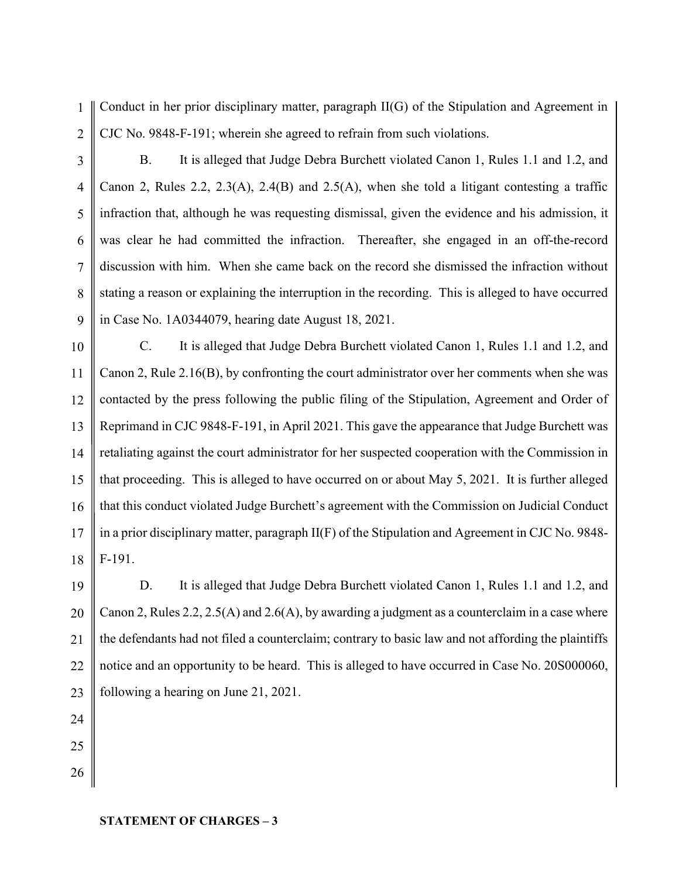Conduct in her prior disciplinary matter, paragraph II(G) of the Stipulation and Agreement in CJC No. 9848-F-191; wherein she agreed to refrain from such violations.

B. It is alleged that Judge Debra Burchett violated Canon 1, Rules 1.1 and 1.2, and Canon 2, Rules 2.2, 2.3(A), 2.4(B) and 2.5(A), when she told a litigant contesting a traffic infraction that, although he was requesting dismissal, given the evidence and his admission, it was clear he had committed the infraction. Thereafter, she engaged in an off-the-record discussion with him. When she came back on the record she dismissed the infraction without stating a reason or explaining the interruption in the recording. This is alleged to have occurred in Case No. 1A0344079, hearing date August 18, 2021.

C. It is alleged that Judge Debra Burchett violated Canon 1, Rules 1.1 and 1.2, and Canon 2, Rule 2.16(B), by confronting the court administrator over her comments when she was contacted by the press following the public filing of the Stipulation, Agreement and Order of Reprimand in CJC 9848-F-191, in April 2021. This gave the appearance that Judge Burchett was retaliating against the court administrator for her suspected cooperation with the Commission in that proceeding. This is alleged to have occurred on or about May 5, 2021. It is further alleged that this conduct violated Judge Burchett's agreement with the Commission on Judicial Conduct in a prior disciplinary matter, paragraph II(F) of the Stipulation and Agreement in CJC No. 9848-F-191.

D. It is alleged that Judge Debra Burchett violated Canon 1, Rules 1.1 and 1.2, and Canon 2, Rules 2.2, 2.5(A) and 2.6(A), by awarding a judgment as a counterclaim in a case where the defendants had not filed a counterclaim; contrary to basic law and not affording the plaintiffs notice and an opportunity to be heard. This is alleged to have occurred in Case No. 20S000060, following a hearing on June 21, 2021.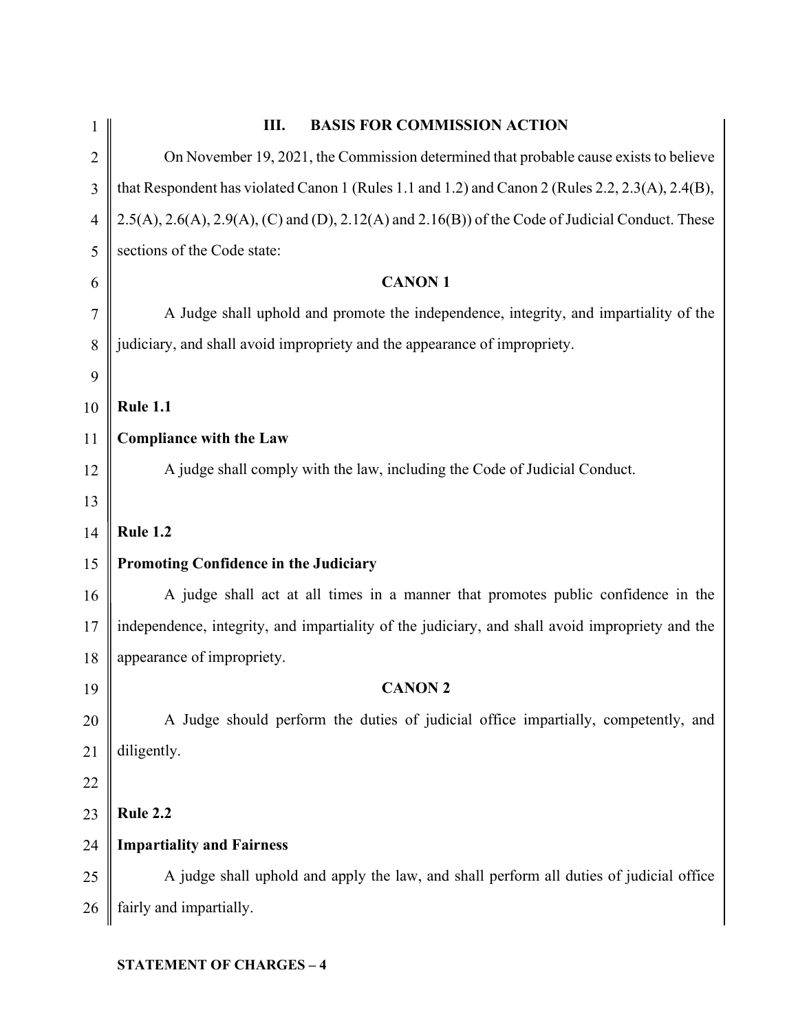## III. BASIS FOR COMMISSION ACTION

On November 19, 2021, the Commission determined that probable cause exists to believe that Respondent has violated Canon 1 (Rules 1.1 and 1.2) and Canon 2 (Rules 2.2, 2.3(A), 2.4(B), 2.5(A), 2.6(A), 2.9(A), (C) and (D), 2.12(A) and 2.16(B)) of the Code of Judicial Conduct. These sections of the Code state:

### CANON 1

A Judge shall uphold and promote the independence, integrity, and impartiality of the judiciary, and shall avoid impropriety and the appearance of impropriety.

**Rule 1.1**

**Compliance with the Law**

A judge shall comply with the law, including the Code of Judicial Conduct.

**Rule 1.2**

**Promoting Confidence in the Judiciary**

A judge shall act at all times in a manner that promotes public confidence in the independence, integrity, and impartiality of the judiciary, and shall avoid impropriety and the appearance of impropriety.

### CANON 2

A Judge should perform the duties of judicial office impartially, competently, and diligently.

**Rule 2.2**

**Impartiality and Fairness**

A judge shall uphold and apply the law, and shall perform all duties of judicial office fairly and impartially.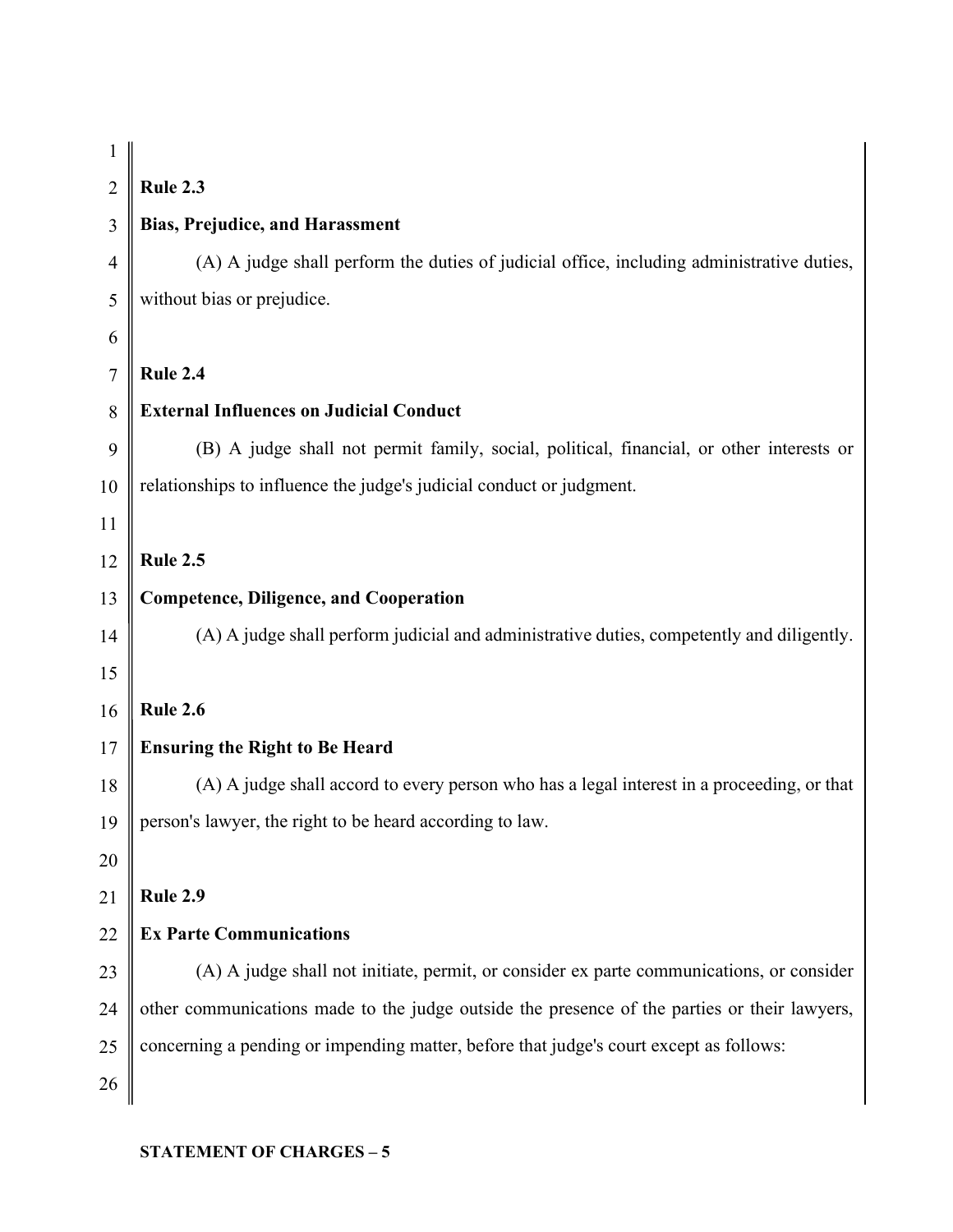**Rule 2.3**

**Bias, Prejudice, and Harassment**

(A) A judge shall perform the duties of judicial office, including administrative duties, without bias or prejudice.

**Rule 2.4**

**External Influences on Judicial Conduct**

(B) A judge shall not permit family, social, political, financial, or other interests or relationships to influence the judge's judicial conduct or judgment.

**Rule 2.5**

**Competence, Diligence, and Cooperation**

(A) A judge shall perform judicial and administrative duties, competently and diligently.

**Rule 2.6**

**Ensuring the Right to Be Heard**

(A) A judge shall accord to every person who has a legal interest in a proceeding, or that person's lawyer, the right to be heard according to law.

**Rule 2.9**

**Ex Parte Communications**

(A) A judge shall not initiate, permit, or consider ex parte communications, or consider other communications made to the judge outside the presence of the parties or their lawyers, concerning a pending or impending matter, before that judge's court except as follows: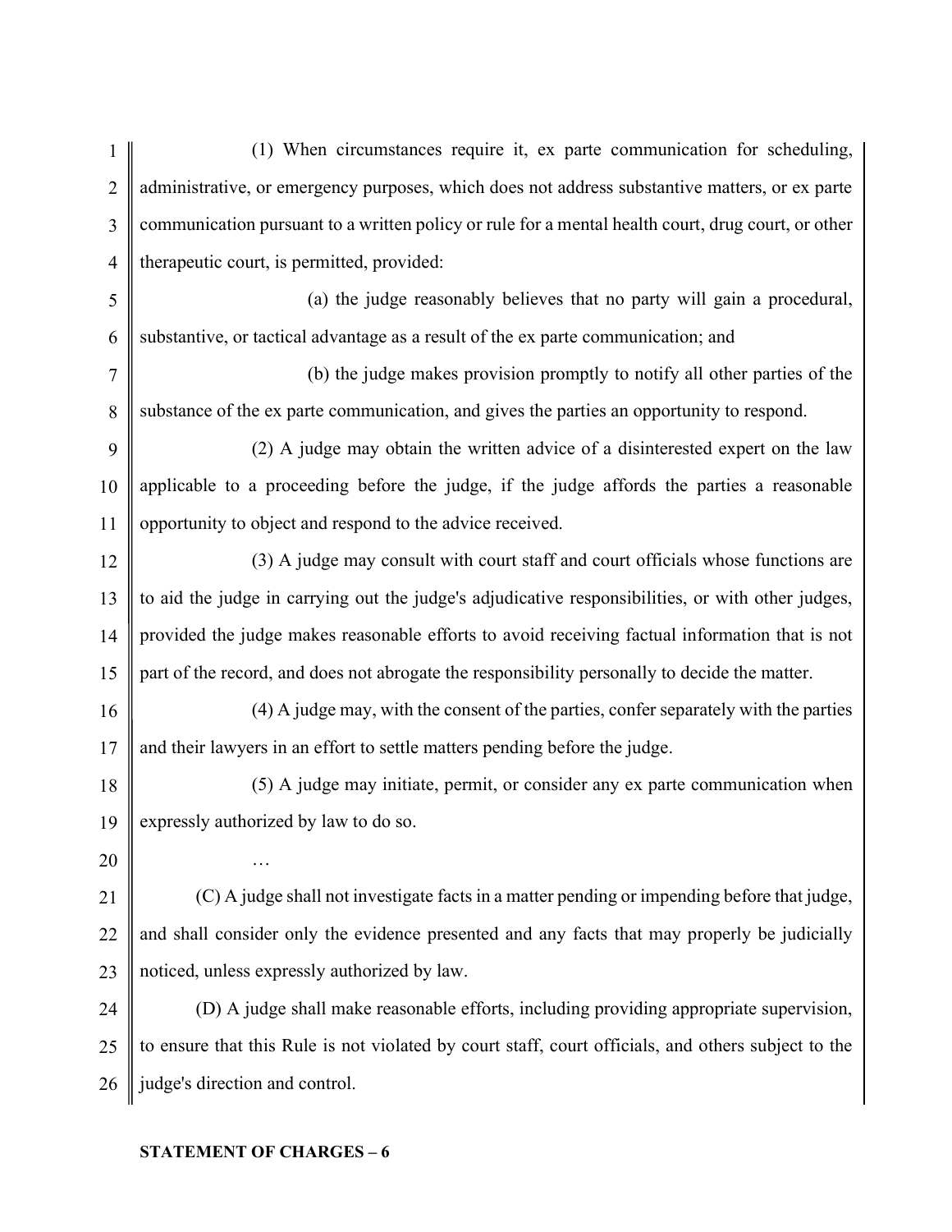(1) When circumstances require it, ex parte communication for scheduling, administrative, or emergency purposes, which does not address substantive matters, or ex parte communication pursuant to a written policy or rule for a mental health court, drug court, or other therapeutic court, is permitted, provided:

(a) the judge reasonably believes that no party will gain a procedural, substantive, or tactical advantage as a result of the ex parte communication; and

(b) the judge makes provision promptly to notify all other parties of the substance of the ex parte communication, and gives the parties an opportunity to respond.

(2) A judge may obtain the written advice of a disinterested expert on the law applicable to a proceeding before the judge, if the judge affords the parties a reasonable opportunity to object and respond to the advice received.

(3) A judge may consult with court staff and court officials whose functions are to aid the judge in carrying out the judge's adjudicative responsibilities, or with other judges, provided the judge makes reasonable efforts to avoid receiving factual information that is not part of the record, and does not abrogate the responsibility personally to decide the matter.

(4) A judge may, with the consent of the parties, confer separately with the parties and their lawyers in an effort to settle matters pending before the judge.

(5) A judge may initiate, permit, or consider any ex parte communication when expressly authorized by law to do so.

…

(C) A judge shall not investigate facts in a matter pending or impending before that judge, and shall consider only the evidence presented and any facts that may properly be judicially noticed, unless expressly authorized by law.

(D) A judge shall make reasonable efforts, including providing appropriate supervision, to ensure that this Rule is not violated by court staff, court officials, and others subject to the judge's direction and control.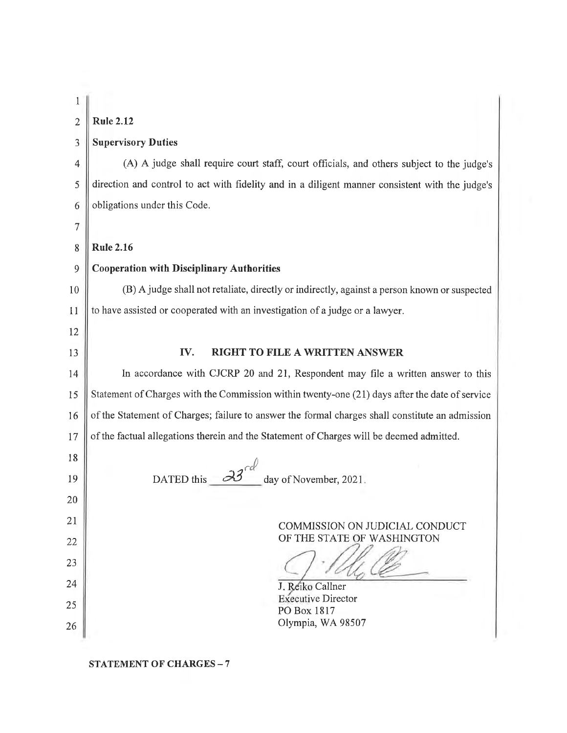**Rule 2.12**

**Supervisory Duties**

(A) A judge shall require court staff, court officials, and others subject to the judge's direction and control to act with fidelity and in a diligent manner consistent with the judge's obligations under this Code.

**Rule 2.16**

**Cooperation with Disciplinary Authorities**

(B) A judge shall not retaliate, directly or indirectly, against a person known or suspected to have assisted or cooperated with an investigation of a judge or a lawyer.

## IV. RIGHT TO FILE A WRITTEN ANSWER

In accordance with CJCRP 20 and 21, Respondent may file a written answer to this Statement of Charges with the Commission within twenty-one (21) days after the date of service of the Statement of Charges; failure to answer the formal charges shall constitute an admission of the factual allegations therein and the Statement of Charges will be deemed admitted.

DATED this 23rd day of November, 2021.

COMMISSION ON JUDICIAL CONDUCT
OF THE STATE OF WASHINGTON

J. Reiko Callner
Executive Director
PO Box 1817
Olympia, WA 98507

**STATEMENT OF CHARGES – 7**